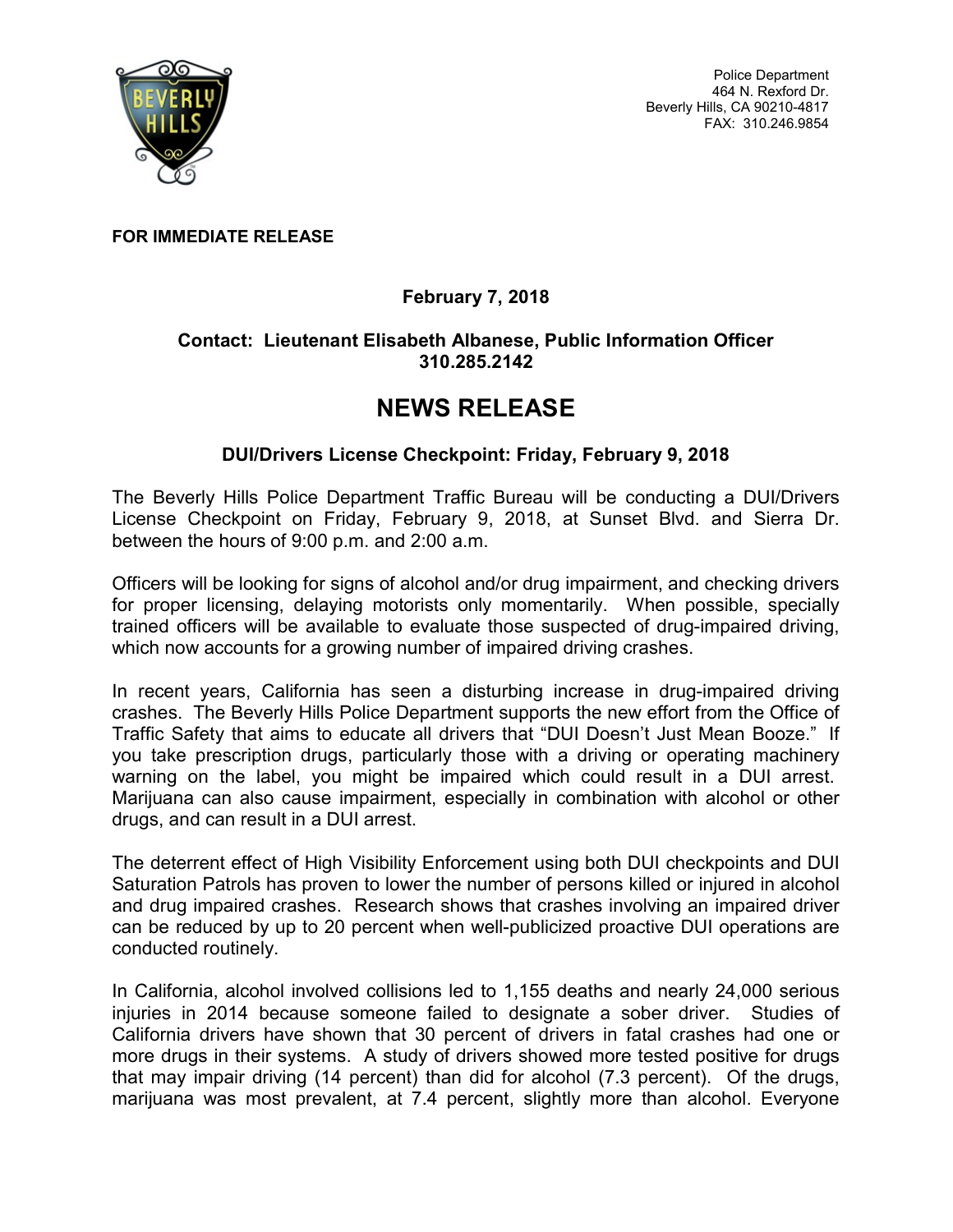Police Department
464 N. Rexford Dr.
Beverly Hills, CA 90210-4817
FAX: 310.246.9854

**FOR IMMEDIATE RELEASE**

**February 7, 2018**

**Contact: Lieutenant Elisabeth Albanese, Public Information Officer**
**310.285.2142**

# NEWS RELEASE

### DUI/Drivers License Checkpoint: Friday, February 9, 2018

The Beverly Hills Police Department Traffic Bureau will be conducting a DUI/Drivers License Checkpoint on Friday, February 9, 2018, at Sunset Blvd. and Sierra Dr. between the hours of 9:00 p.m. and 2:00 a.m.

Officers will be looking for signs of alcohol and/or drug impairment, and checking drivers for proper licensing, delaying motorists only momentarily. When possible, specially trained officers will be available to evaluate those suspected of drug-impaired driving, which now accounts for a growing number of impaired driving crashes.

In recent years, California has seen a disturbing increase in drug-impaired driving crashes. The Beverly Hills Police Department supports the new effort from the Office of Traffic Safety that aims to educate all drivers that "DUI Doesn't Just Mean Booze." If you take prescription drugs, particularly those with a driving or operating machinery warning on the label, you might be impaired which could result in a DUI arrest. Marijuana can also cause impairment, especially in combination with alcohol or other drugs, and can result in a DUI arrest.

The deterrent effect of High Visibility Enforcement using both DUI checkpoints and DUI Saturation Patrols has proven to lower the number of persons killed or injured in alcohol and drug impaired crashes. Research shows that crashes involving an impaired driver can be reduced by up to 20 percent when well-publicized proactive DUI operations are conducted routinely.

In California, alcohol involved collisions led to 1,155 deaths and nearly 24,000 serious injuries in 2014 because someone failed to designate a sober driver. Studies of California drivers have shown that 30 percent of drivers in fatal crashes had one or more drugs in their systems. A study of drivers showed more tested positive for drugs that may impair driving (14 percent) than did for alcohol (7.3 percent). Of the drugs, marijuana was most prevalent, at 7.4 percent, slightly more than alcohol. Everyone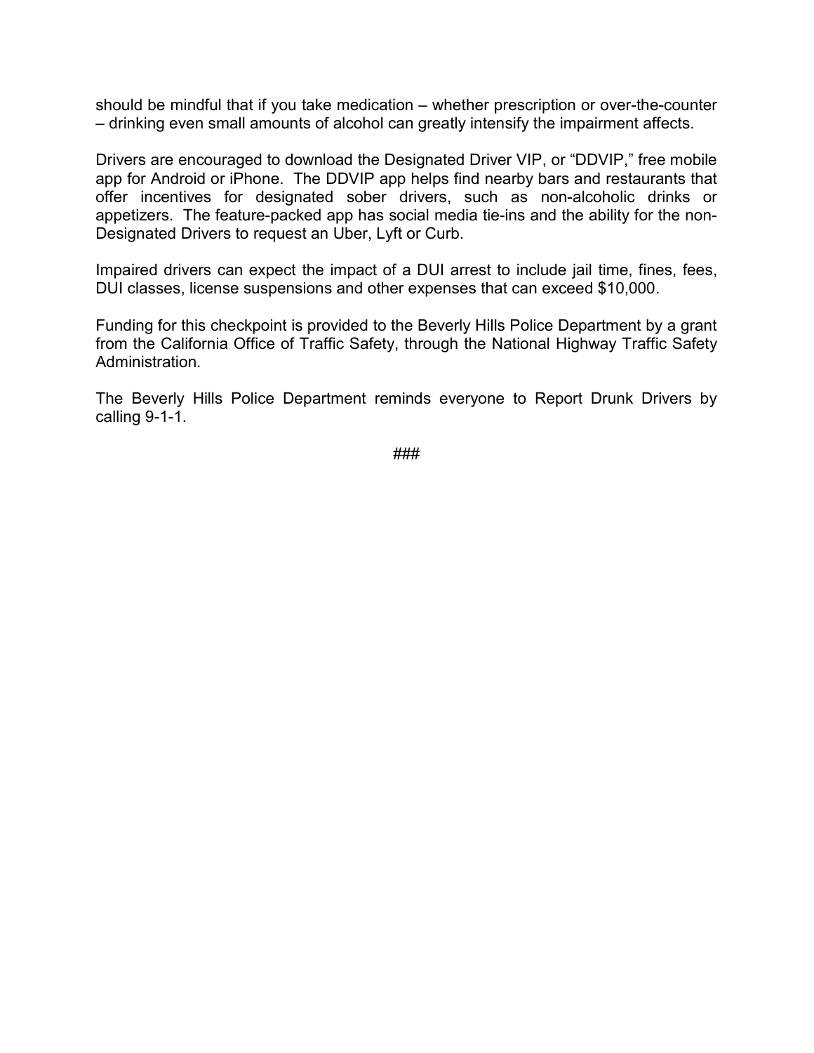should be mindful that if you take medication – whether prescription or over-the-counter – drinking even small amounts of alcohol can greatly intensify the impairment affects.

Drivers are encouraged to download the Designated Driver VIP, or "DDVIP," free mobile app for Android or iPhone. The DDVIP app helps find nearby bars and restaurants that offer incentives for designated sober drivers, such as non-alcoholic drinks or appetizers. The feature-packed app has social media tie-ins and the ability for the non-Designated Drivers to request an Uber, Lyft or Curb.

Impaired drivers can expect the impact of a DUI arrest to include jail time, fines, fees, DUI classes, license suspensions and other expenses that can exceed $10,000.

Funding for this checkpoint is provided to the Beverly Hills Police Department by a grant from the California Office of Traffic Safety, through the National Highway Traffic Safety Administration.

The Beverly Hills Police Department reminds everyone to Report Drunk Drivers by calling 9-1-1.

###